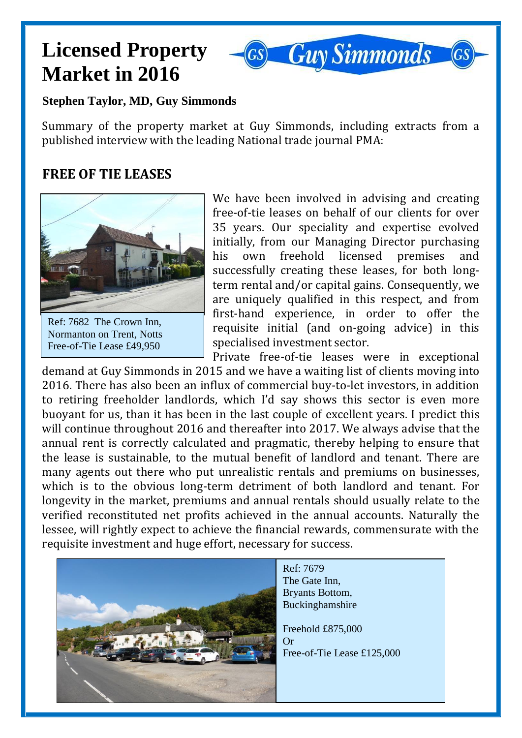# Licensed Property Market in 2016

Guy Simmonds

**Stephen Taylor, MD, Guy Simmonds**

Summary of the property market at Guy Simmonds, including extracts from a published interview with the leading National trade journal PMA:

## FREE OF TIE LEASES

Ref: 7682 The Crown Inn, Normanton on Trent, Notts
Free-of-Tie Lease £49,950

We have been involved in advising and creating free-of-tie leases on behalf of our clients for over 35 years. Our speciality and expertise evolved initially, from our Managing Director purchasing his own freehold licensed premises and successfully creating these leases, for both long-term rental and/or capital gains. Consequently, we are uniquely qualified in this respect, and from first-hand experience, in order to offer the requisite initial (and on-going advice) in this specialised investment sector.

Private free-of-tie leases were in exceptional demand at Guy Simmonds in 2015 and we have a waiting list of clients moving into 2016. There has also been an influx of commercial buy-to-let investors, in addition to retiring freeholder landlords, which I'd say shows this sector is even more buoyant for us, than it has been in the last couple of excellent years. I predict this will continue throughout 2016 and thereafter into 2017. We always advise that the annual rent is correctly calculated and pragmatic, thereby helping to ensure that the lease is sustainable, to the mutual benefit of landlord and tenant. There are many agents out there who put unrealistic rentals and premiums on businesses, which is to the obvious long-term detriment of both landlord and tenant. For longevity in the market, premiums and annual rentals should usually relate to the verified reconstituted net profits achieved in the annual accounts. Naturally the lessee, will rightly expect to achieve the financial rewards, commensurate with the requisite investment and huge effort, necessary for success.

Ref: 7679
The Gate Inn,
Bryants Bottom,
Buckinghamshire

Freehold £875,000
Or
Free-of-Tie Lease £125,000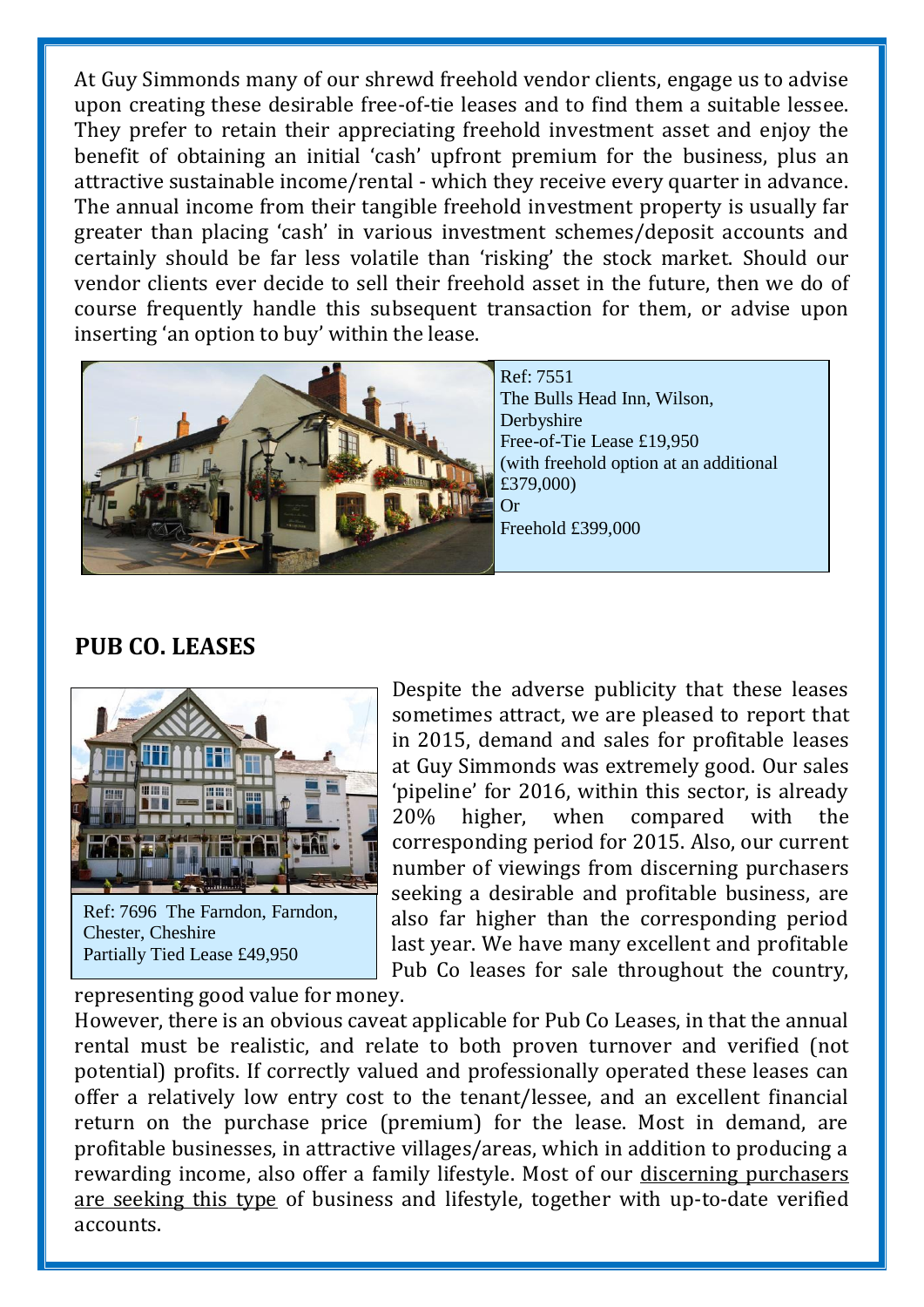At Guy Simmonds many of our shrewd freehold vendor clients, engage us to advise upon creating these desirable free-of-tie leases and to find them a suitable lessee. They prefer to retain their appreciating freehold investment asset and enjoy the benefit of obtaining an initial 'cash' upfront premium for the business, plus an attractive sustainable income/rental - which they receive every quarter in advance. The annual income from their tangible freehold investment property is usually far greater than placing 'cash' in various investment schemes/deposit accounts and certainly should be far less volatile than 'risking' the stock market. Should our vendor clients ever decide to sell their freehold asset in the future, then we do of course frequently handle this subsequent transaction for them, or advise upon inserting 'an option to buy' within the lease.

Ref: 7551
The Bulls Head Inn, Wilson, Derbyshire
Free-of-Tie Lease £19,950
(with freehold option at an additional £379,000)
Or
Freehold £399,000

## PUB CO. LEASES

Ref: 7696 The Farndon, Farndon, Chester, Cheshire
Partially Tied Lease £49,950

Despite the adverse publicity that these leases sometimes attract, we are pleased to report that in 2015, demand and sales for profitable leases at Guy Simmonds was extremely good. Our sales 'pipeline' for 2016, within this sector, is already 20% higher, when compared with the corresponding period for 2015. Also, our current number of viewings from discerning purchasers seeking a desirable and profitable business, are also far higher than the corresponding period last year. We have many excellent and profitable Pub Co leases for sale throughout the country, representing good value for money.

However, there is an obvious caveat applicable for Pub Co Leases, in that the annual rental must be realistic, and relate to both proven turnover and verified (not potential) profits. If correctly valued and professionally operated these leases can offer a relatively low entry cost to the tenant/lessee, and an excellent financial return on the purchase price (premium) for the lease. Most in demand, are profitable businesses, in attractive villages/areas, which in addition to producing a rewarding income, also offer a family lifestyle. Most of our discerning purchasers are seeking this type of business and lifestyle, together with up-to-date verified accounts.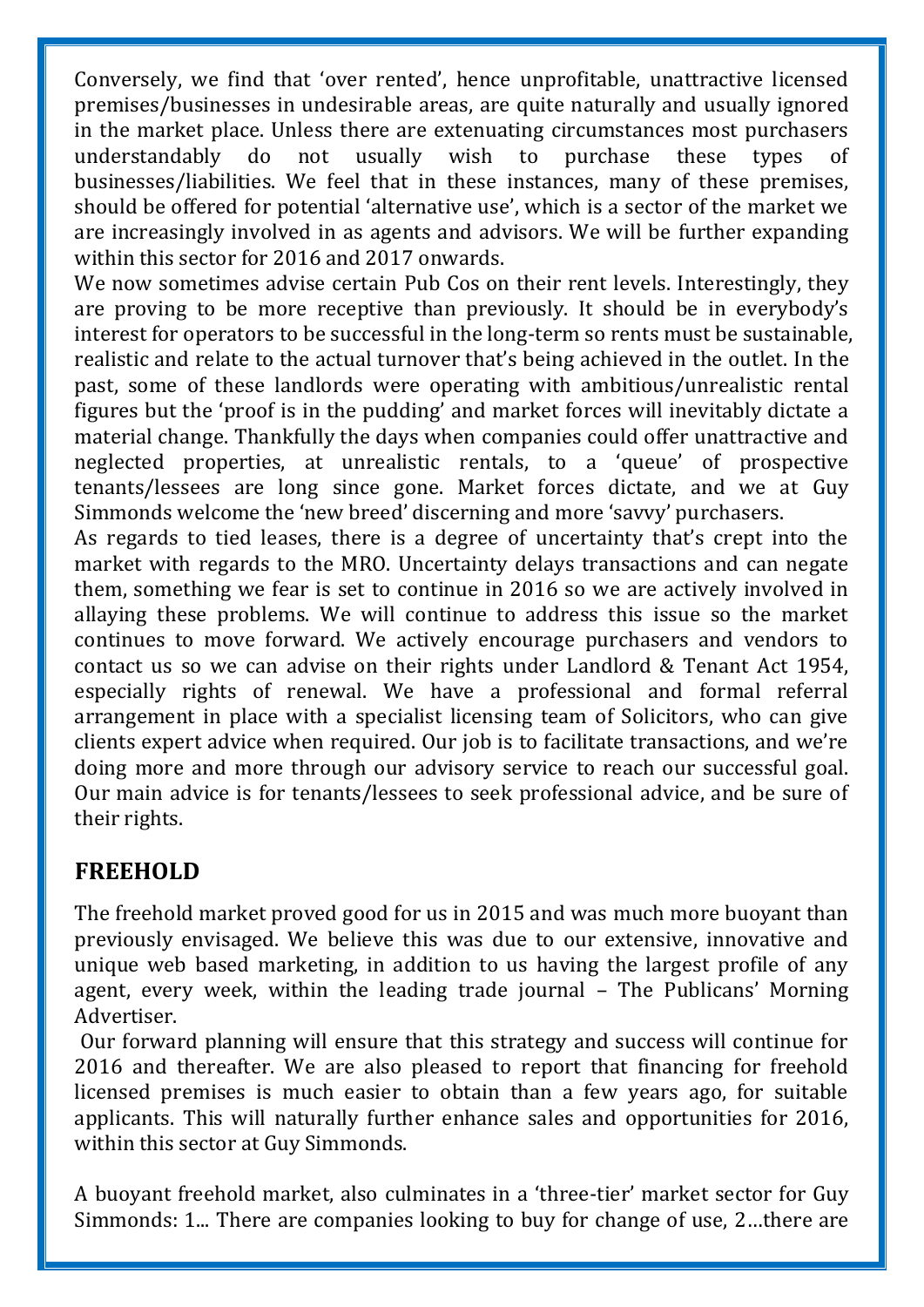Conversely, we find that 'over rented', hence unprofitable, unattractive licensed premises/businesses in undesirable areas, are quite naturally and usually ignored in the market place. Unless there are extenuating circumstances most purchasers understandably do not usually wish to purchase these types of businesses/liabilities. We feel that in these instances, many of these premises, should be offered for potential 'alternative use', which is a sector of the market we are increasingly involved in as agents and advisors. We will be further expanding within this sector for 2016 and 2017 onwards.

We now sometimes advise certain Pub Cos on their rent levels. Interestingly, they are proving to be more receptive than previously. It should be in everybody's interest for operators to be successful in the long-term so rents must be sustainable, realistic and relate to the actual turnover that's being achieved in the outlet. In the past, some of these landlords were operating with ambitious/unrealistic rental figures but the 'proof is in the pudding' and market forces will inevitably dictate a material change. Thankfully the days when companies could offer unattractive and neglected properties, at unrealistic rentals, to a 'queue' of prospective tenants/lessees are long since gone. Market forces dictate, and we at Guy Simmonds welcome the 'new breed' discerning and more 'savvy' purchasers.

As regards to tied leases, there is a degree of uncertainty that's crept into the market with regards to the MRO. Uncertainty delays transactions and can negate them, something we fear is set to continue in 2016 so we are actively involved in allaying these problems. We will continue to address this issue so the market continues to move forward. We actively encourage purchasers and vendors to contact us so we can advise on their rights under Landlord & Tenant Act 1954, especially rights of renewal. We have a professional and formal referral arrangement in place with a specialist licensing team of Solicitors, who can give clients expert advice when required. Our job is to facilitate transactions, and we're doing more and more through our advisory service to reach our successful goal. Our main advice is for tenants/lessees to seek professional advice, and be sure of their rights.

## FREEHOLD

The freehold market proved good for us in 2015 and was much more buoyant than previously envisaged. We believe this was due to our extensive, innovative and unique web based marketing, in addition to us having the largest profile of any agent, every week, within the leading trade journal – The Publicans' Morning Advertiser.

Our forward planning will ensure that this strategy and success will continue for 2016 and thereafter. We are also pleased to report that financing for freehold licensed premises is much easier to obtain than a few years ago, for suitable applicants. This will naturally further enhance sales and opportunities for 2016, within this sector at Guy Simmonds.

A buoyant freehold market, also culminates in a 'three-tier' market sector for Guy Simmonds: 1... There are companies looking to buy for change of use, 2…there are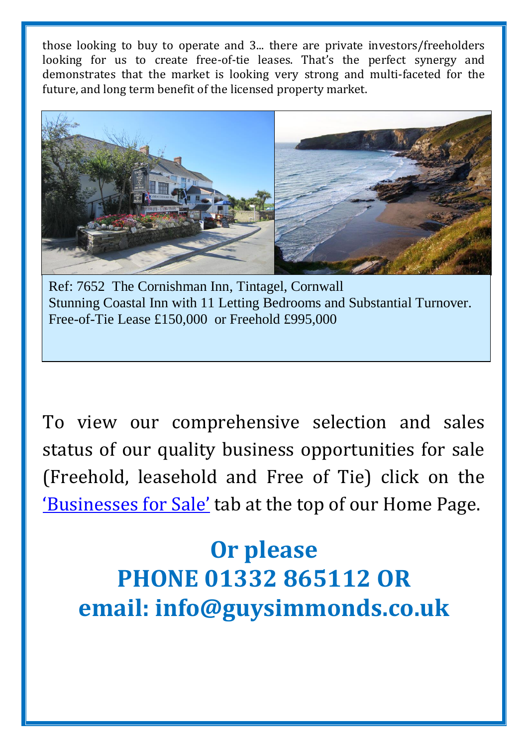those looking to buy to operate and 3... there are private investors/freeholders looking for us to create free-of-tie leases. That's the perfect synergy and demonstrates that the market is looking very strong and multi-faceted for the future, and long term benefit of the licensed property market.

Ref: 7652 The Cornishman Inn, Tintagel, Cornwall
Stunning Coastal Inn with 11 Letting Bedrooms and Substantial Turnover.
Free-of-Tie Lease £150,000 or Freehold £995,000

To view our comprehensive selection and sales status of our quality business opportunities for sale (Freehold, leasehold and Free of Tie) click on the 'Businesses for Sale' tab at the top of our Home Page.

## Or please PHONE 01332 865112 OR email: info@guysimmonds.co.uk